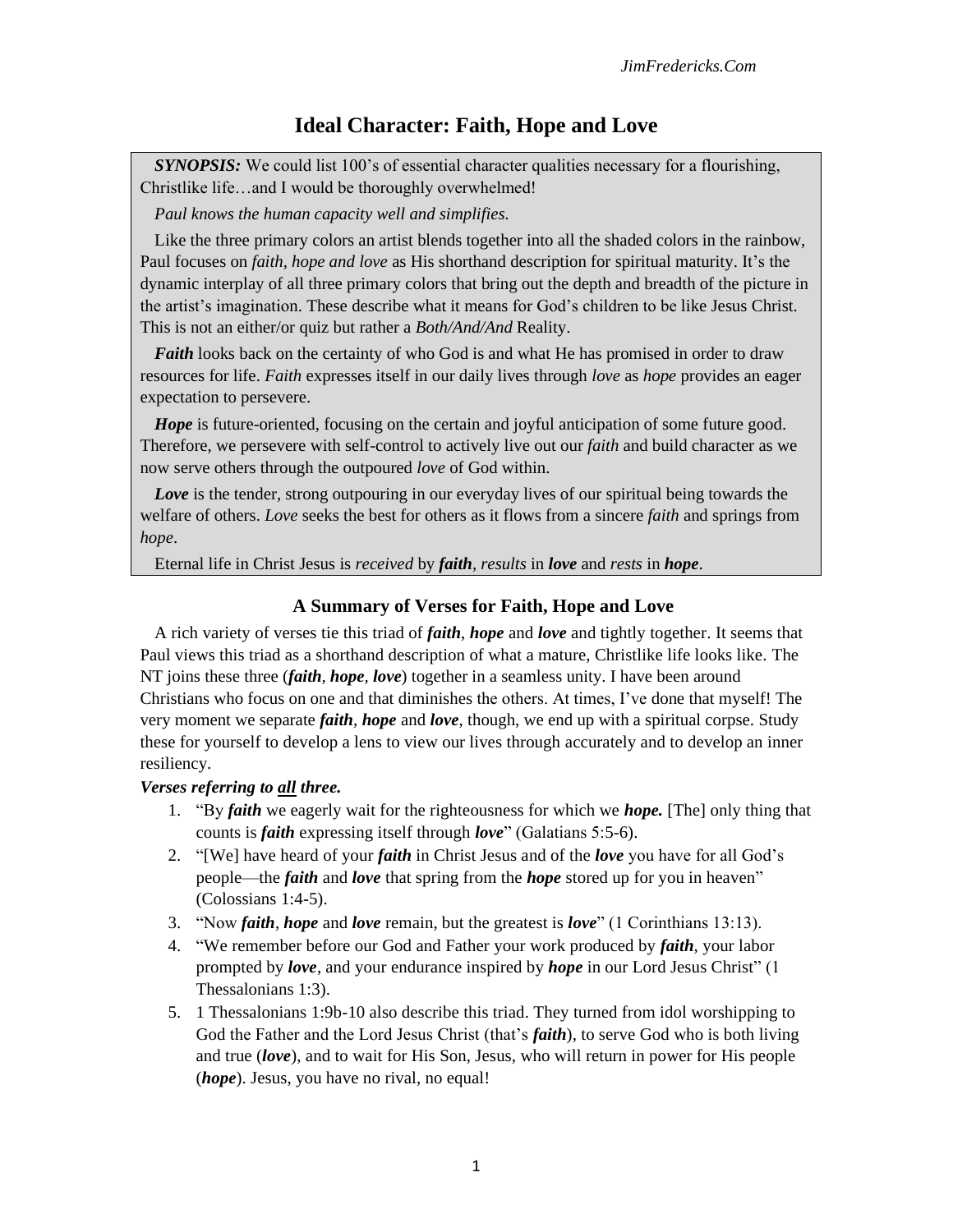# Ideal Character: Faith, Hope and Love

> ***SYNOPSIS:*** We could list 100's of essential character qualities necessary for a flourishing, Christlike life…and I would be thoroughly overwhelmed!
>
> *Paul knows the human capacity well and simplifies.*
>
> Like the three primary colors an artist blends together into all the shaded colors in the rainbow, Paul focuses on *faith, hope and love* as His shorthand description for spiritual maturity. It's the dynamic interplay of all three primary colors that bring out the depth and breadth of the picture in the artist's imagination. These describe what it means for God's children to be like Jesus Christ. This is not an either/or quiz but rather a *Both/And/And* Reality.
>
> ***Faith*** looks back on the certainty of who God is and what He has promised in order to draw resources for life. *Faith* expresses itself in our daily lives through *love* as *hope* provides an eager expectation to persevere.
>
> ***Hope*** is future-oriented, focusing on the certain and joyful anticipation of some future good. Therefore, we persevere with self-control to actively live out our *faith* and build character as we now serve others through the outpoured *love* of God within.
>
> ***Love*** is the tender, strong outpouring in our everyday lives of our spiritual being towards the welfare of others. *Love* seeks the best for others as it flows from a sincere *faith* and springs from *hope*.
>
> Eternal life in Christ Jesus is *received* by ***faith***, *results* in ***love*** and *rests* in ***hope***.

### A Summary of Verses for Faith, Hope and Love

A rich variety of verses tie this triad of ***faith***, ***hope*** and ***love*** and tightly together. It seems that Paul views this triad as a shorthand description of what a mature, Christlike life looks like. The NT joins these three (***faith***, ***hope***, ***love***) together in a seamless unity. I have been around Christians who focus on one and that diminishes the others. At times, I've done that myself! The very moment we separate ***faith***, ***hope*** and ***love***, though, we end up with a spiritual corpse. Study these for yourself to develop a lens to view our lives through accurately and to develop an inner resiliency.

***Verses referring to <u>all</u> three.***

1. "By ***faith*** we eagerly wait for the righteousness for which we ***hope.*** [The] only thing that counts is ***faith*** expressing itself through ***love***" (Galatians 5:5-6).
2. "[We] have heard of your ***faith*** in Christ Jesus and of the ***love*** you have for all God's people—the ***faith*** and ***love*** that spring from the ***hope*** stored up for you in heaven" (Colossians 1:4-5).
3. "Now ***faith***, ***hope*** and ***love*** remain, but the greatest is ***love***" (1 Corinthians 13:13).
4. "We remember before our God and Father your work produced by ***faith***, your labor prompted by ***love***, and your endurance inspired by ***hope*** in our Lord Jesus Christ" (1 Thessalonians 1:3).
5. 1 Thessalonians 1:9b-10 also describe this triad. They turned from idol worshipping to God the Father and the Lord Jesus Christ (that's ***faith***), to serve God who is both living and true (***love***), and to wait for His Son, Jesus, who will return in power for His people (***hope***). Jesus, you have no rival, no equal!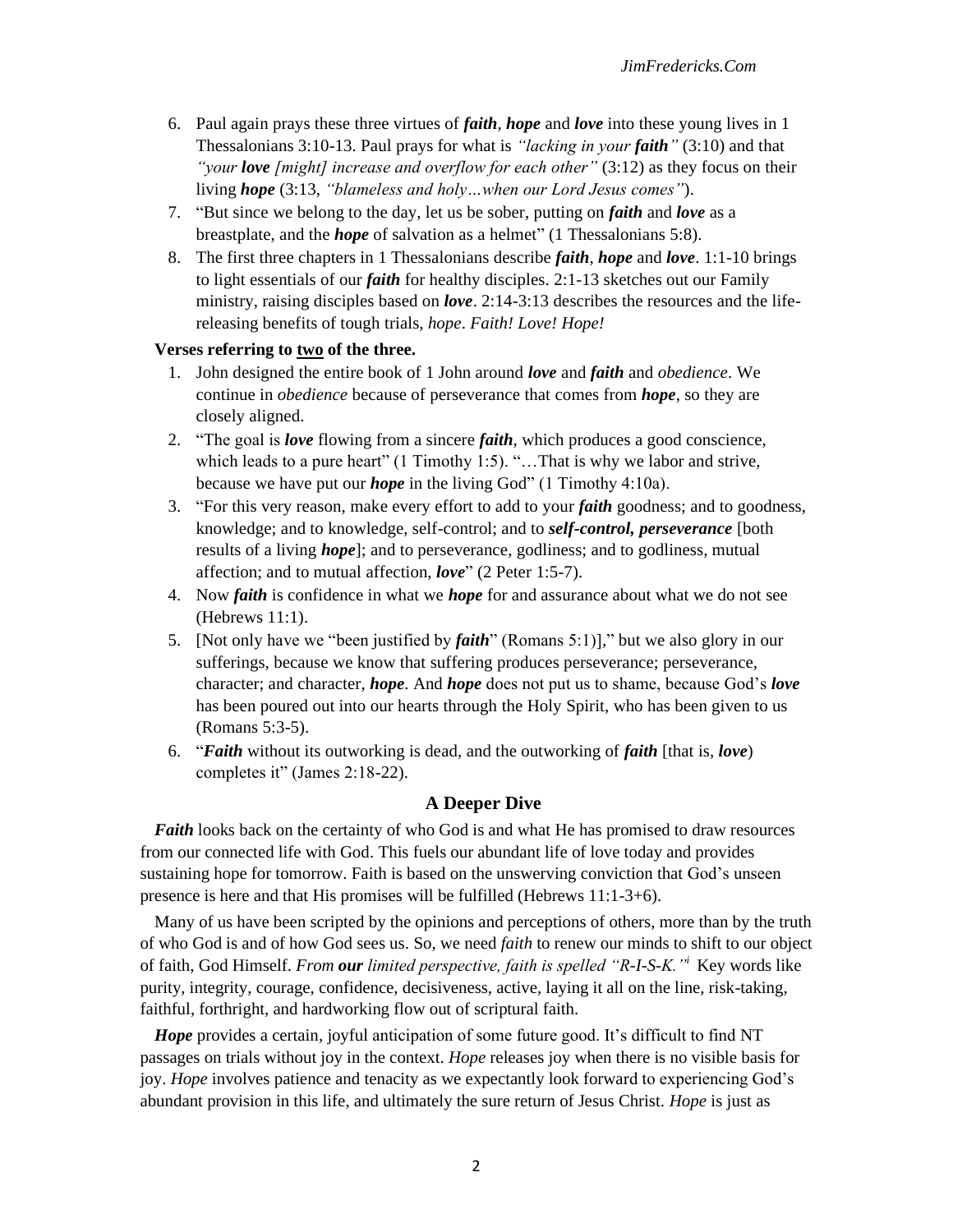6. Paul again prays these three virtues of ***faith***, ***hope*** and ***love*** into these young lives in 1 Thessalonians 3:10-13. Paul prays for what is *"lacking in your **faith**"* (3:10) and that *"your **love** [might] increase and overflow for each other"* (3:12) as they focus on their living ***hope*** (3:13, *"blameless and holy…when our Lord Jesus comes"*).
7. "But since we belong to the day, let us be sober, putting on ***faith*** and ***love*** as a breastplate, and the ***hope*** of salvation as a helmet" (1 Thessalonians 5:8).
8. The first three chapters in 1 Thessalonians describe ***faith***, ***hope*** and ***love***. 1:1-10 brings to light essentials of our ***faith*** for healthy disciples. 2:1-13 sketches out our Family ministry, raising disciples based on ***love***. 2:14-3:13 describes the resources and the life-releasing benefits of tough trials, *hope*. *Faith! Love! Hope!*

**Verses referring to <u>two</u> of the three.**

1. John designed the entire book of 1 John around ***love*** and ***faith*** and *obedience*. We continue in *obedience* because of perseverance that comes from ***hope***, so they are closely aligned.
2. "The goal is ***love*** flowing from a sincere ***faith***, which produces a good conscience, which leads to a pure heart" (1 Timothy 1:5). "…That is why we labor and strive, because we have put our ***hope*** in the living God" (1 Timothy 4:10a).
3. "For this very reason, make every effort to add to your ***faith*** goodness; and to goodness, knowledge; and to knowledge, self-control; and to ***self-control, perseverance*** [both results of a living ***hope***]; and to perseverance, godliness; and to godliness, mutual affection; and to mutual affection, ***love***" (2 Peter 1:5-7).
4. Now ***faith*** is confidence in what we ***hope*** for and assurance about what we do not see (Hebrews 11:1).
5. [Not only have we "been justified by ***faith***" (Romans 5:1)]," but we also glory in our sufferings, because we know that suffering produces perseverance; perseverance, character; and character, ***hope***. And ***hope*** does not put us to shame, because God's ***love*** has been poured out into our hearts through the Holy Spirit, who has been given to us (Romans 5:3-5).
6. "***Faith*** without its outworking is dead, and the outworking of ***faith*** [that is, ***love***) completes it" (James 2:18-22).

## A Deeper Dive

***Faith*** looks back on the certainty of who God is and what He has promised to draw resources from our connected life with God. This fuels our abundant life of love today and provides sustaining hope for tomorrow. Faith is based on the unswerving conviction that God's unseen presence is here and that His promises will be fulfilled (Hebrews 11:1-3+6).

Many of us have been scripted by the opinions and perceptions of others, more than by the truth of who God is and of how God sees us. So, we need *faith* to renew our minds to shift to our object of faith, God Himself. *From **our** limited perspective, faith is spelled "R-I-S-K."*[i] Key words like purity, integrity, courage, confidence, decisiveness, active, laying it all on the line, risk-taking, faithful, forthright, and hardworking flow out of scriptural faith.

***Hope*** provides a certain, joyful anticipation of some future good. It's difficult to find NT passages on trials without joy in the context. *Hope* releases joy when there is no visible basis for joy. *Hope* involves patience and tenacity as we expectantly look forward to experiencing God's abundant provision in this life, and ultimately the sure return of Jesus Christ. *Hope* is just as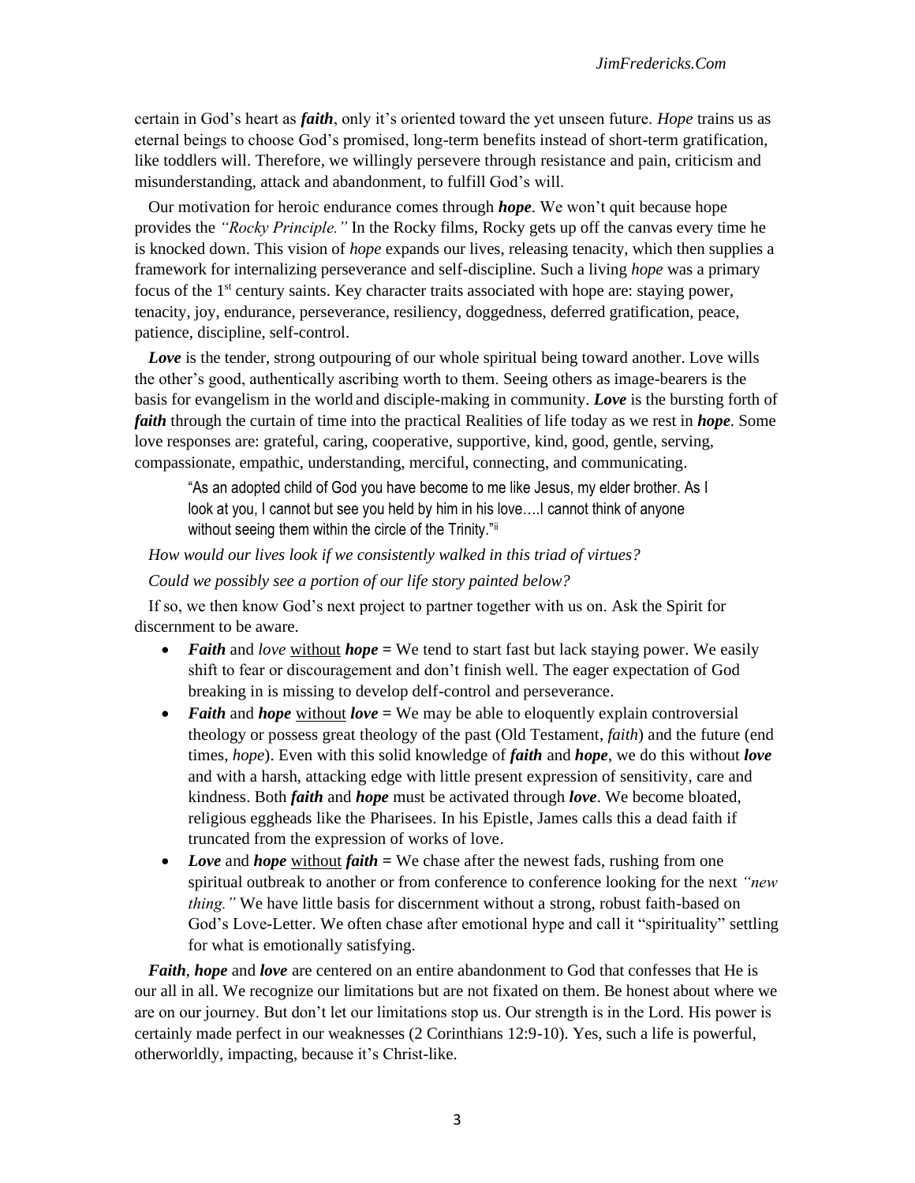certain in God's heart as ***faith***, only it's oriented toward the yet unseen future. *Hope* trains us as eternal beings to choose God's promised, long-term benefits instead of short-term gratification, like toddlers will. Therefore, we willingly persevere through resistance and pain, criticism and misunderstanding, attack and abandonment, to fulfill God's will.

Our motivation for heroic endurance comes through ***hope***. We won't quit because hope provides the *"Rocky Principle."* In the Rocky films, Rocky gets up off the canvas every time he is knocked down. This vision of *hope* expands our lives, releasing tenacity, which then supplies a framework for internalizing perseverance and self-discipline. Such a living *hope* was a primary focus of the 1st century saints. Key character traits associated with hope are: staying power, tenacity, joy, endurance, perseverance, resiliency, doggedness, deferred gratification, peace, patience, discipline, self-control.

***Love*** is the tender, strong outpouring of our whole spiritual being toward another. Love wills the other's good, authentically ascribing worth to them. Seeing others as image-bearers is the basis for evangelism in the world and disciple-making in community. ***Love*** is the bursting forth of ***faith*** through the curtain of time into the practical Realities of life today as we rest in ***hope***. Some love responses are: grateful, caring, cooperative, supportive, kind, good, gentle, serving, compassionate, empathic, understanding, merciful, connecting, and communicating.

> "As an adopted child of God you have become to me like Jesus, my elder brother. As I look at you, I cannot but see you held by him in his love….I cannot think of anyone without seeing them within the circle of the Trinity."[ii]

*How would our lives look if we consistently walked in this triad of virtues?*

*Could we possibly see a portion of our life story painted below?*

If so, we then know God's next project to partner together with us on. Ask the Spirit for discernment to be aware.

- ***Faith*** and *love* without ***hope*** **=** We tend to start fast but lack staying power. We easily shift to fear or discouragement and don't finish well. The eager expectation of God breaking in is missing to develop delf-control and perseverance.
- ***Faith*** and ***hope*** without ***love*** **=** We may be able to eloquently explain controversial theology or possess great theology of the past (Old Testament, *faith*) and the future (end times, *hope*). Even with this solid knowledge of ***faith*** and ***hope***, we do this without ***love*** and with a harsh, attacking edge with little present expression of sensitivity, care and kindness. Both ***faith*** and ***hope*** must be activated through ***love***. We become bloated, religious eggheads like the Pharisees. In his Epistle, James calls this a dead faith if truncated from the expression of works of love.
- ***Love*** and ***hope*** without ***faith*** **=** We chase after the newest fads, rushing from one spiritual outbreak to another or from conference to conference looking for the next *"new thing."* We have little basis for discernment without a strong, robust faith-based on God's Love-Letter. We often chase after emotional hype and call it "spirituality" settling for what is emotionally satisfying.

***Faith***, ***hope*** and ***love*** are centered on an entire abandonment to God that confesses that He is our all in all. We recognize our limitations but are not fixated on them. Be honest about where we are on our journey. But don't let our limitations stop us. Our strength is in the Lord. His power is certainly made perfect in our weaknesses (2 Corinthians 12:9-10). Yes, such a life is powerful, otherworldly, impacting, because it's Christ-like.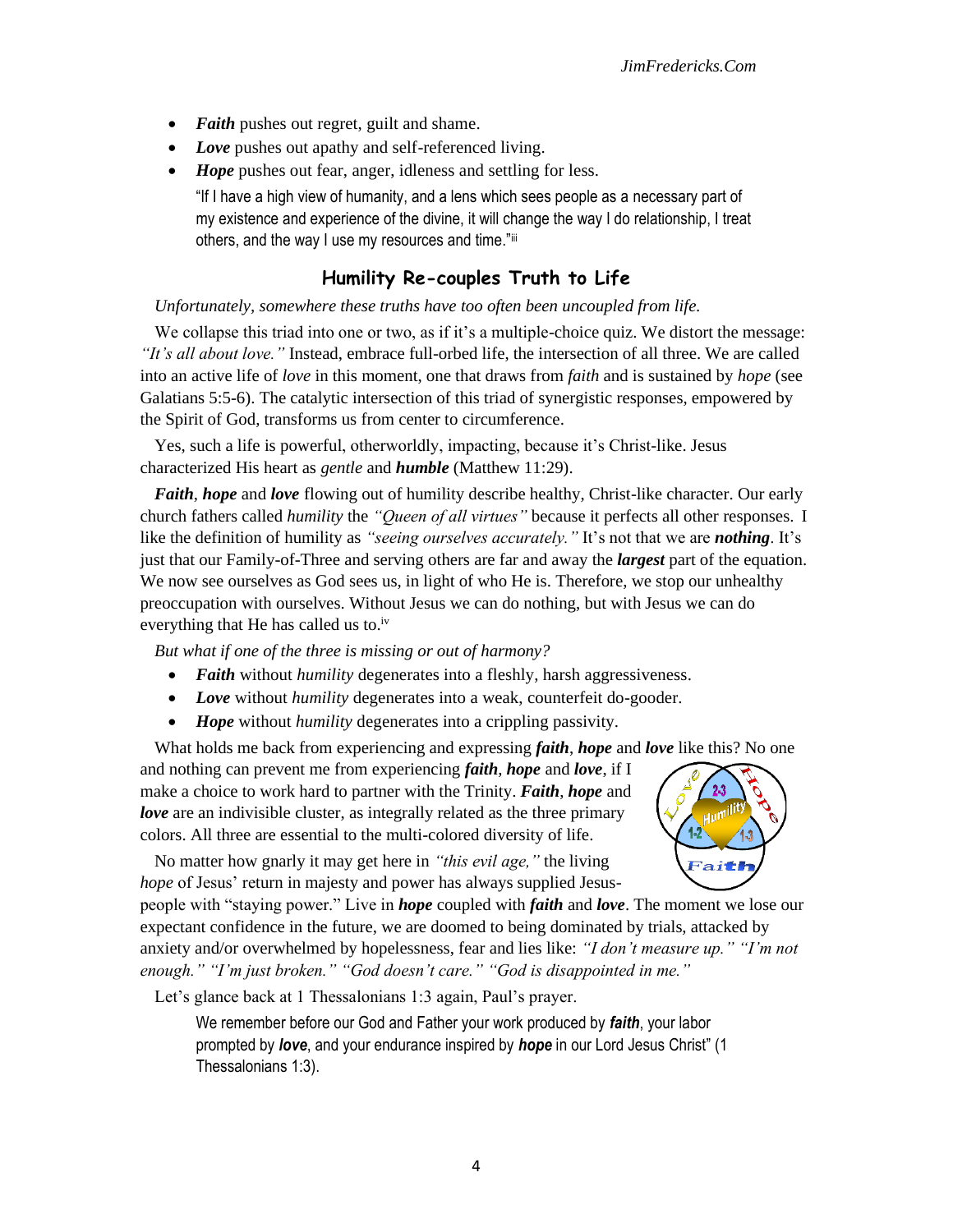- ***Faith*** pushes out regret, guilt and shame.
- ***Love*** pushes out apathy and self-referenced living.
- ***Hope*** pushes out fear, anger, idleness and settling for less.

  "If I have a high view of humanity, and a lens which sees people as a necessary part of my existence and experience of the divine, it will change the way I do relationship, I treat others, and the way I use my resources and time."[iii]

## Humility Re-couples Truth to Life

*Unfortunately, somewhere these truths have too often been uncoupled from life.*

We collapse this triad into one or two, as if it's a multiple-choice quiz. We distort the message: *"It's all about love."* Instead, embrace full-orbed life, the intersection of all three. We are called into an active life of *love* in this moment, one that draws from *faith* and is sustained by *hope* (see Galatians 5:5-6). The catalytic intersection of this triad of synergistic responses, empowered by the Spirit of God, transforms us from center to circumference.

Yes, such a life is powerful, otherworldly, impacting, because it's Christ-like. Jesus characterized His heart as *gentle* and ***humble*** (Matthew 11:29).

***Faith***, ***hope*** and ***love*** flowing out of humility describe healthy, Christ-like character. Our early church fathers called *humility* the *"Queen of all virtues"* because it perfects all other responses. I like the definition of humility as *"seeing ourselves accurately."* It's not that we are ***nothing***. It's just that our Family-of-Three and serving others are far and away the ***largest*** part of the equation. We now see ourselves as God sees us, in light of who He is. Therefore, we stop our unhealthy preoccupation with ourselves. Without Jesus we can do nothing, but with Jesus we can do everything that He has called us to.[iv]

*But what if one of the three is missing or out of harmony?*

- ***Faith*** without *humility* degenerates into a fleshly, harsh aggressiveness.
- ***Love*** without *humility* degenerates into a weak, counterfeit do-gooder.
- ***Hope*** without *humility* degenerates into a crippling passivity.

What holds me back from experiencing and expressing ***faith***, ***hope*** and ***love*** like this? No one and nothing can prevent me from experiencing ***faith***, ***hope*** and ***love***, if I make a choice to work hard to partner with the Trinity. ***Faith***, ***hope*** and ***love*** are an indivisible cluster, as integrally related as the three primary colors. All three are essential to the multi-colored diversity of life.

No matter how gnarly it may get here in *"this evil age,"* the living *hope* of Jesus' return in majesty and power has always supplied Jesus-people with "staying power." Live in ***hope*** coupled with ***faith*** and ***love***. The moment we lose our expectant confidence in the future, we are doomed to being dominated by trials, attacked by anxiety and/or overwhelmed by hopelessness, fear and lies like: *"I don't measure up." "I'm not enough." "I'm just broken." "God doesn't care." "God is disappointed in me."*

Let's glance back at 1 Thessalonians 1:3 again, Paul's prayer.

> We remember before our God and Father your work produced by ***faith***, your labor prompted by ***love***, and your endurance inspired by ***hope*** in our Lord Jesus Christ" (1 Thessalonians 1:3).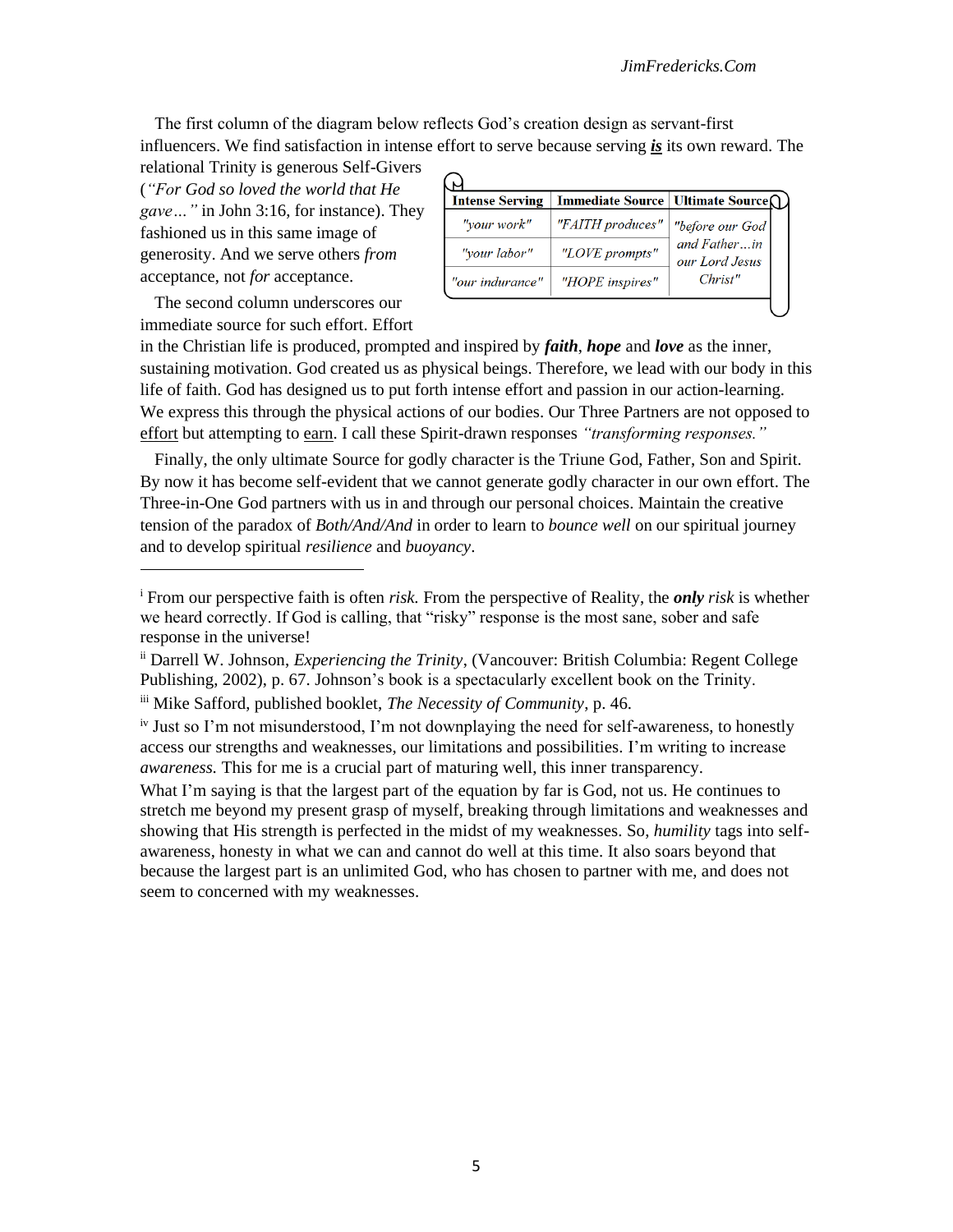The first column of the diagram below reflects God's creation design as servant-first influencers. We find satisfaction in intense effort to serve because serving ***is*** its own reward. The relational Trinity is generous Self-Givers (*"For God so loved the world that He gave…"* in John 3:16, for instance). They fashioned us in this same image of generosity. And we serve others *from* acceptance, not *for* acceptance.

| Intense Serving | Immediate Source | Ultimate Source |
|---|---|---|
| *"your work"* | *"FAITH produces"* | *"before our God and Father…in our Lord Jesus Christ"* |
| *"your labor"* | *"LOVE prompts"* | |
| *"our indurance"* | *"HOPE inspires"* | |

The second column underscores our immediate source for such effort. Effort in the Christian life is produced, prompted and inspired by ***faith***, ***hope*** and ***love*** as the inner, sustaining motivation. God created us as physical beings. Therefore, we lead with our body in this life of faith. God has designed us to put forth intense effort and passion in our action-learning. We express this through the physical actions of our bodies. Our Three Partners are not opposed to effort but attempting to earn. I call these Spirit-drawn responses *"transforming responses."*

Finally, the only ultimate Source for godly character is the Triune God, Father, Son and Spirit. By now it has become self-evident that we cannot generate godly character in our own effort. The Three-in-One God partners with us in and through our personal choices. Maintain the creative tension of the paradox of *Both/And/And* in order to learn to *bounce well* on our spiritual journey and to develop spiritual *resilience* and *buoyancy*.

---

[i] From our perspective faith is often *risk.* From the perspective of Reality, the ***only*** *risk* is whether we heard correctly. If God is calling, that "risky" response is the most sane, sober and safe response in the universe!

[ii] Darrell W. Johnson, *Experiencing the Trinity*, (Vancouver: British Columbia: Regent College Publishing, 2002), p. 67. Johnson's book is a spectacularly excellent book on the Trinity.

[iii] Mike Safford, published booklet, *The Necessity of Community*, p. 46.

[iv] Just so I'm not misunderstood, I'm not downplaying the need for self-awareness, to honestly access our strengths and weaknesses, our limitations and possibilities. I'm writing to increase *awareness.* This for me is a crucial part of maturing well, this inner transparency.

What I'm saying is that the largest part of the equation by far is God, not us. He continues to stretch me beyond my present grasp of myself, breaking through limitations and weaknesses and showing that His strength is perfected in the midst of my weaknesses. So, *humility* tags into self-awareness, honesty in what we can and cannot do well at this time. It also soars beyond that because the largest part is an unlimited God, who has chosen to partner with me, and does not seem to concerned with my weaknesses.